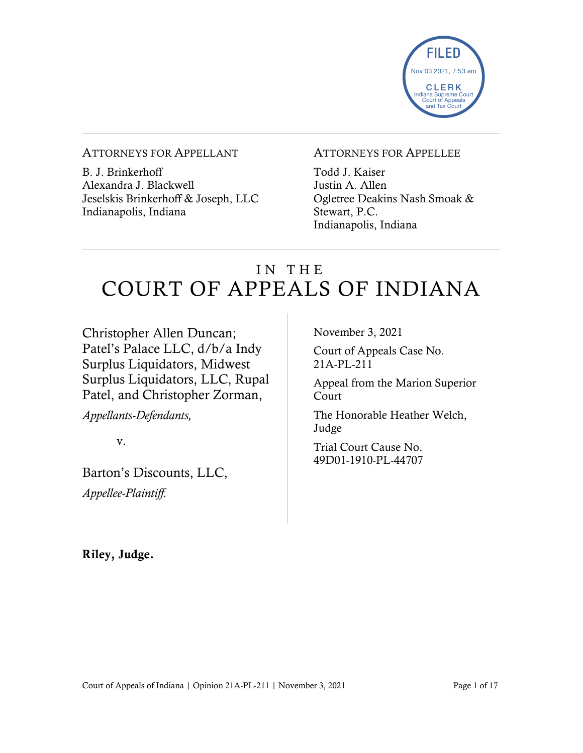FILED
Nov 03 2021, 7:53 am
CLERK
Indiana Supreme Court
Court of Appeals
and Tax Court

ATTORNEYS FOR APPELLANT

B. J. Brinkerhoff
Alexandra J. Blackwell
Jeselskis Brinkerhoff & Joseph, LLC
Indianapolis, Indiana

ATTORNEYS FOR APPELLEE

Todd J. Kaiser
Justin A. Allen
Ogletree Deakins Nash Smoak & Stewart, P.C.
Indianapolis, Indiana

# IN THE COURT OF APPEALS OF INDIANA

Christopher Allen Duncan; Patel's Palace LLC, d/b/a Indy Surplus Liquidators, Midwest Surplus Liquidators, LLC, Rupal Patel, and Christopher Zorman,

*Appellants-Defendants,*

v.

Barton's Discounts, LLC,

*Appellee-Plaintiff.*

November 3, 2021

Court of Appeals Case No. 21A-PL-211

Appeal from the Marion Superior Court

The Honorable Heather Welch, Judge

Trial Court Cause No. 49D01-1910-PL-44707

**Riley, Judge.**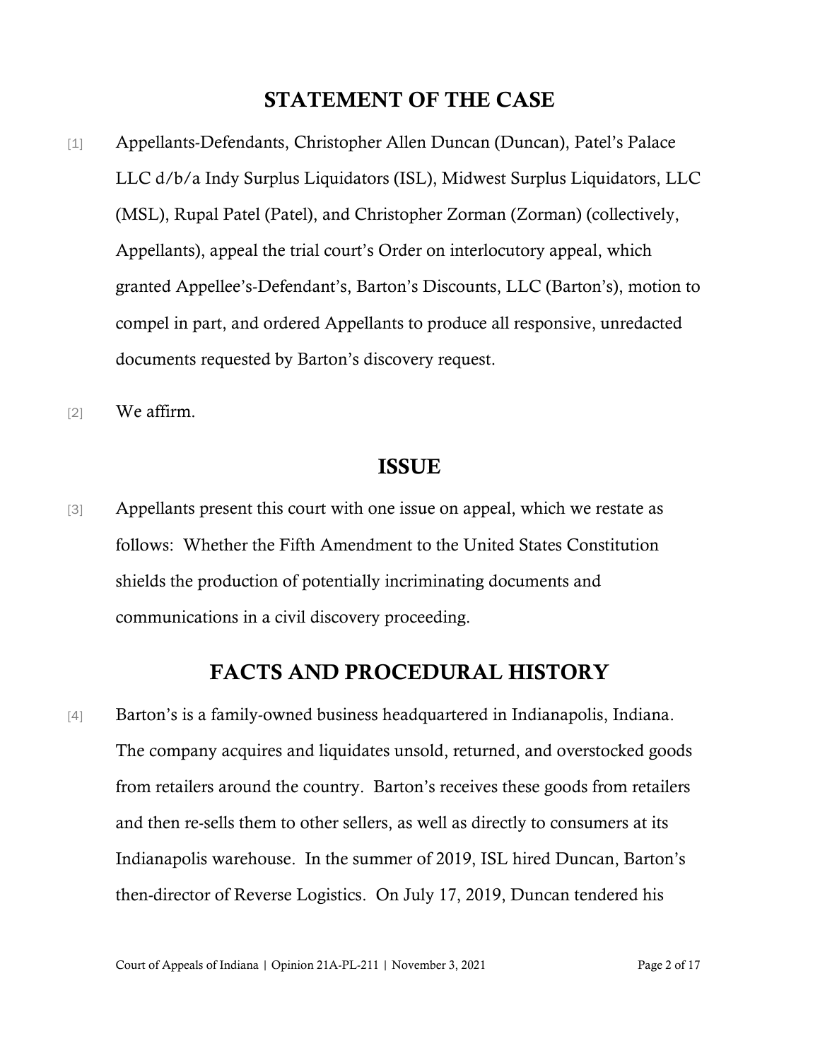## STATEMENT OF THE CASE

[1] Appellants-Defendants, Christopher Allen Duncan (Duncan), Patel's Palace LLC d/b/a Indy Surplus Liquidators (ISL), Midwest Surplus Liquidators, LLC (MSL), Rupal Patel (Patel), and Christopher Zorman (Zorman) (collectively, Appellants), appeal the trial court's Order on interlocutory appeal, which granted Appellee's-Defendant's, Barton's Discounts, LLC (Barton's), motion to compel in part, and ordered Appellants to produce all responsive, unredacted documents requested by Barton's discovery request.

[2] We affirm.

## ISSUE

[3] Appellants present this court with one issue on appeal, which we restate as follows: Whether the Fifth Amendment to the United States Constitution shields the production of potentially incriminating documents and communications in a civil discovery proceeding.

## FACTS AND PROCEDURAL HISTORY

[4] Barton's is a family-owned business headquartered in Indianapolis, Indiana. The company acquires and liquidates unsold, returned, and overstocked goods from retailers around the country. Barton's receives these goods from retailers and then re-sells them to other sellers, as well as directly to consumers at its Indianapolis warehouse. In the summer of 2019, ISL hired Duncan, Barton's then-director of Reverse Logistics. On July 17, 2019, Duncan tendered his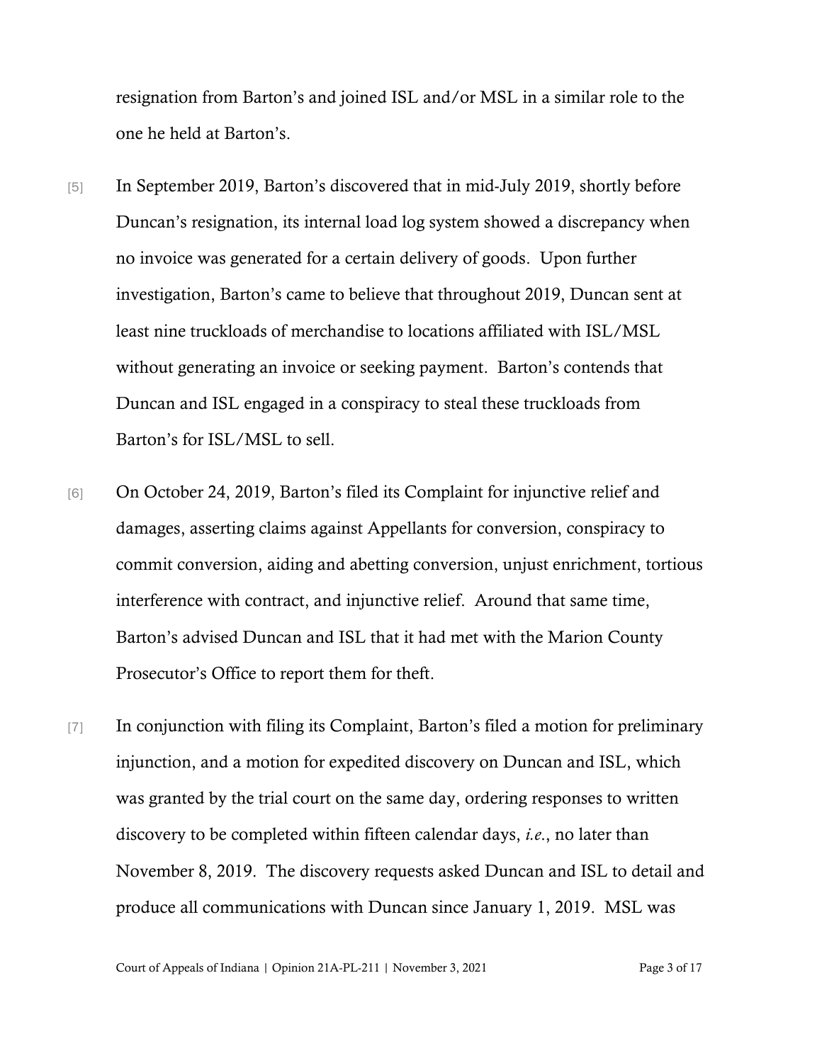resignation from Barton's and joined ISL and/or MSL in a similar role to the one he held at Barton's.

[5] In September 2019, Barton's discovered that in mid-July 2019, shortly before Duncan's resignation, its internal load log system showed a discrepancy when no invoice was generated for a certain delivery of goods. Upon further investigation, Barton's came to believe that throughout 2019, Duncan sent at least nine truckloads of merchandise to locations affiliated with ISL/MSL without generating an invoice or seeking payment. Barton's contends that Duncan and ISL engaged in a conspiracy to steal these truckloads from Barton's for ISL/MSL to sell.

[6] On October 24, 2019, Barton's filed its Complaint for injunctive relief and damages, asserting claims against Appellants for conversion, conspiracy to commit conversion, aiding and abetting conversion, unjust enrichment, tortious interference with contract, and injunctive relief. Around that same time, Barton's advised Duncan and ISL that it had met with the Marion County Prosecutor's Office to report them for theft.

[7] In conjunction with filing its Complaint, Barton's filed a motion for preliminary injunction, and a motion for expedited discovery on Duncan and ISL, which was granted by the trial court on the same day, ordering responses to written discovery to be completed within fifteen calendar days, *i.e.*, no later than November 8, 2019. The discovery requests asked Duncan and ISL to detail and produce all communications with Duncan since January 1, 2019. MSL was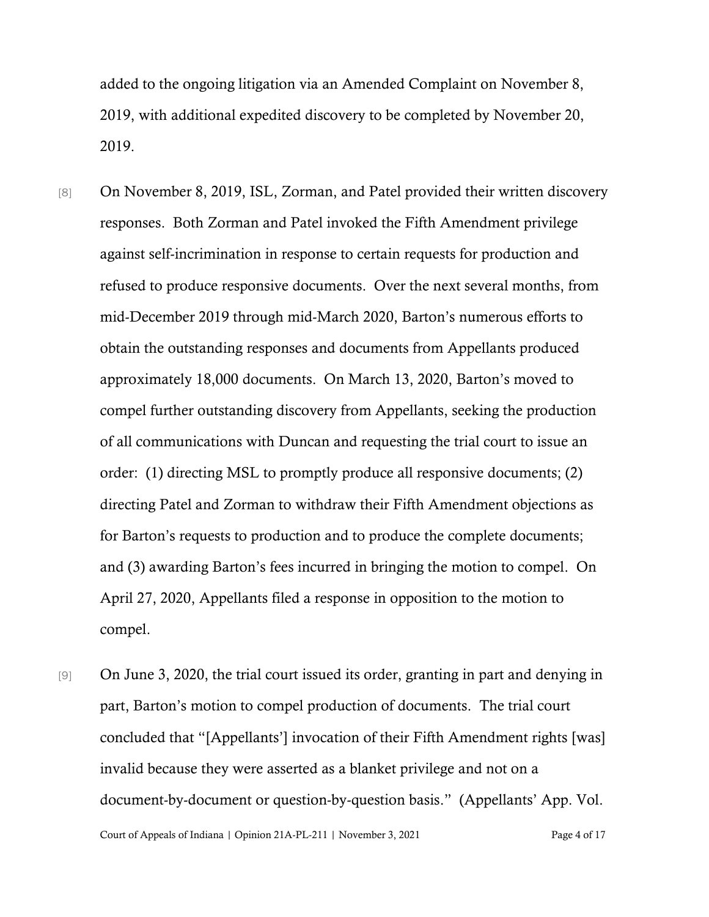added to the ongoing litigation via an Amended Complaint on November 8, 2019, with additional expedited discovery to be completed by November 20, 2019.

[8] On November 8, 2019, ISL, Zorman, and Patel provided their written discovery responses. Both Zorman and Patel invoked the Fifth Amendment privilege against self-incrimination in response to certain requests for production and refused to produce responsive documents. Over the next several months, from mid-December 2019 through mid-March 2020, Barton's numerous efforts to obtain the outstanding responses and documents from Appellants produced approximately 18,000 documents. On March 13, 2020, Barton's moved to compel further outstanding discovery from Appellants, seeking the production of all communications with Duncan and requesting the trial court to issue an order: (1) directing MSL to promptly produce all responsive documents; (2) directing Patel and Zorman to withdraw their Fifth Amendment objections as for Barton's requests to production and to produce the complete documents; and (3) awarding Barton's fees incurred in bringing the motion to compel. On April 27, 2020, Appellants filed a response in opposition to the motion to compel.

[9] On June 3, 2020, the trial court issued its order, granting in part and denying in part, Barton's motion to compel production of documents. The trial court concluded that "[Appellants'] invocation of their Fifth Amendment rights [was] invalid because they were asserted as a blanket privilege and not on a document-by-document or question-by-question basis." (Appellants' App. Vol.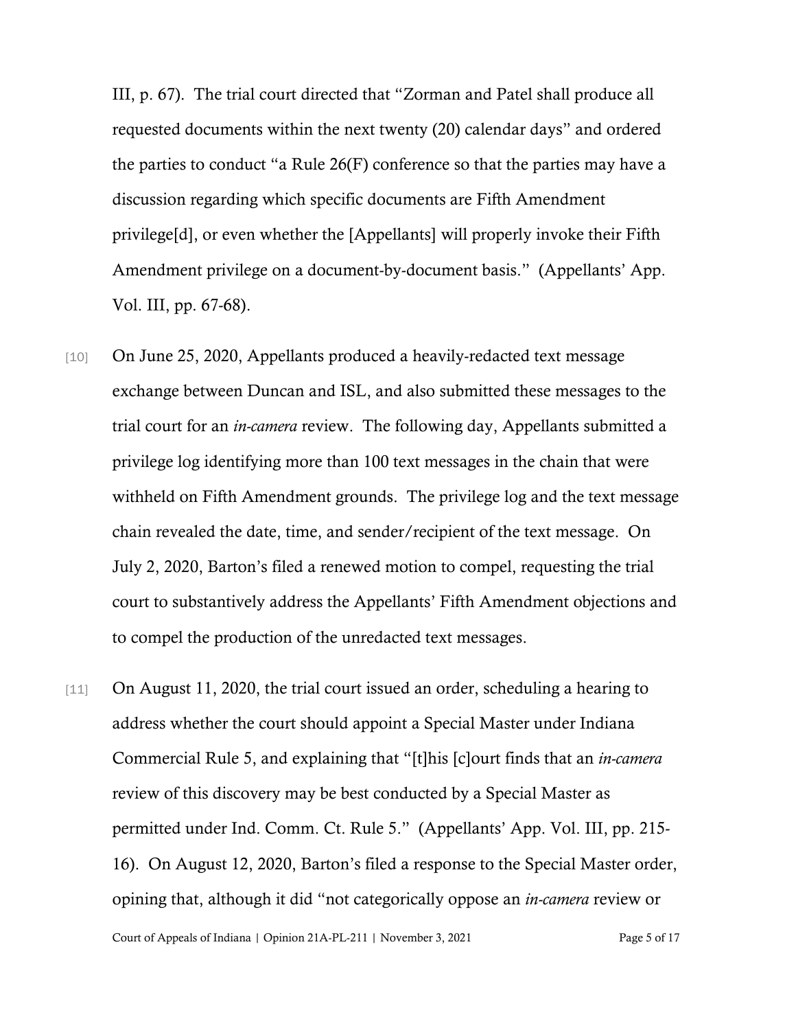III, p. 67). The trial court directed that "Zorman and Patel shall produce all requested documents within the next twenty (20) calendar days" and ordered the parties to conduct "a Rule 26(F) conference so that the parties may have a discussion regarding which specific documents are Fifth Amendment privilege[d], or even whether the [Appellants] will properly invoke their Fifth Amendment privilege on a document-by-document basis." (Appellants' App. Vol. III, pp. 67-68).

[10] On June 25, 2020, Appellants produced a heavily-redacted text message exchange between Duncan and ISL, and also submitted these messages to the trial court for an *in-camera* review. The following day, Appellants submitted a privilege log identifying more than 100 text messages in the chain that were withheld on Fifth Amendment grounds. The privilege log and the text message chain revealed the date, time, and sender/recipient of the text message. On July 2, 2020, Barton's filed a renewed motion to compel, requesting the trial court to substantively address the Appellants' Fifth Amendment objections and to compel the production of the unredacted text messages.

[11] On August 11, 2020, the trial court issued an order, scheduling a hearing to address whether the court should appoint a Special Master under Indiana Commercial Rule 5, and explaining that "[t]his [c]ourt finds that an *in-camera* review of this discovery may be best conducted by a Special Master as permitted under Ind. Comm. Ct. Rule 5." (Appellants' App. Vol. III, pp. 215-16). On August 12, 2020, Barton's filed a response to the Special Master order, opining that, although it did "not categorically oppose an *in-camera* review or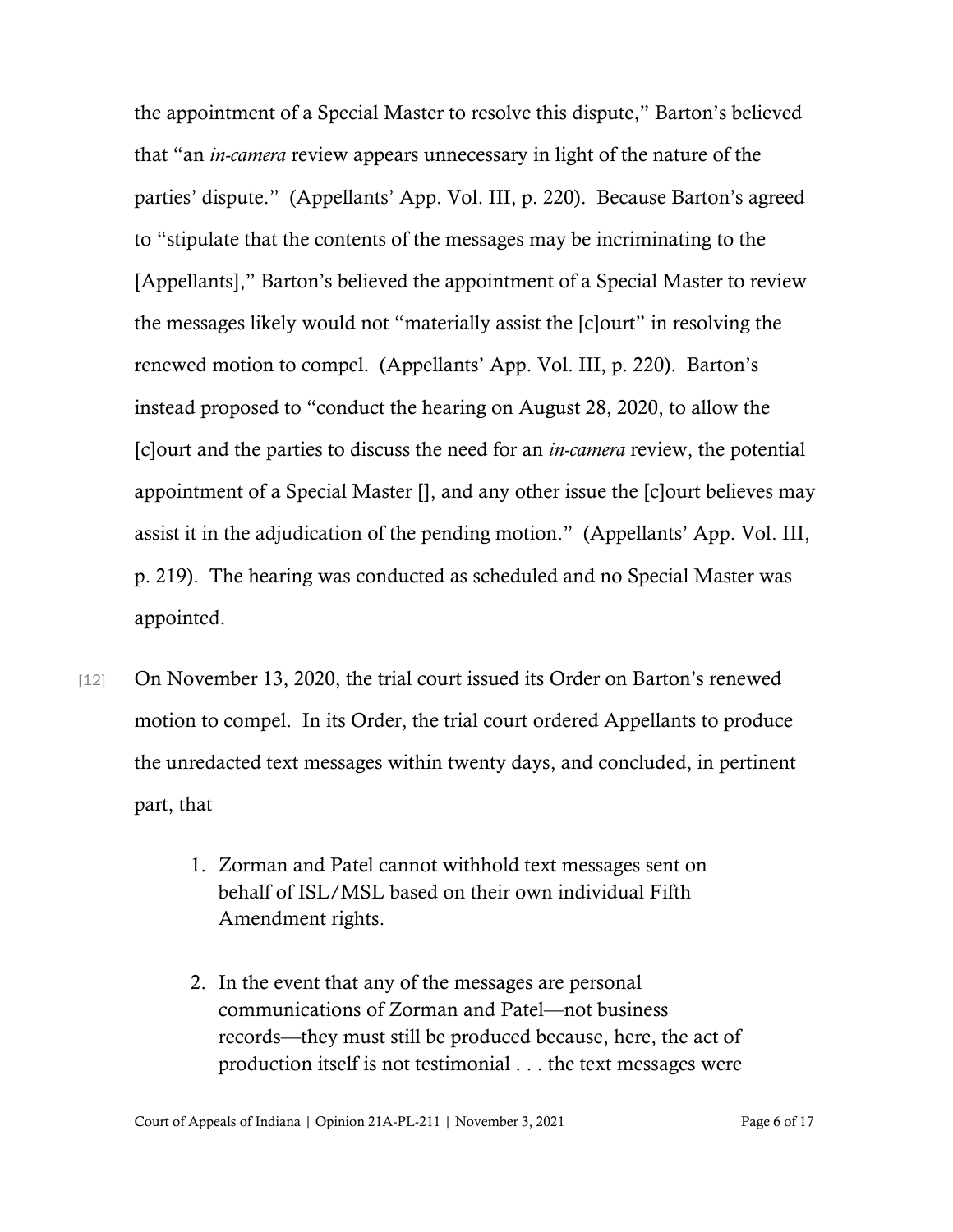the appointment of a Special Master to resolve this dispute," Barton's believed that "an *in-camera* review appears unnecessary in light of the nature of the parties' dispute." (Appellants' App. Vol. III, p. 220). Because Barton's agreed to "stipulate that the contents of the messages may be incriminating to the [Appellants]," Barton's believed the appointment of a Special Master to review the messages likely would not "materially assist the [c]ourt" in resolving the renewed motion to compel. (Appellants' App. Vol. III, p. 220). Barton's instead proposed to "conduct the hearing on August 28, 2020, to allow the [c]ourt and the parties to discuss the need for an *in-camera* review, the potential appointment of a Special Master [], and any other issue the [c]ourt believes may assist it in the adjudication of the pending motion." (Appellants' App. Vol. III, p. 219). The hearing was conducted as scheduled and no Special Master was appointed.

[12] On November 13, 2020, the trial court issued its Order on Barton's renewed motion to compel. In its Order, the trial court ordered Appellants to produce the unredacted text messages within twenty days, and concluded, in pertinent part, that

> 1. Zorman and Patel cannot withhold text messages sent on behalf of ISL/MSL based on their own individual Fifth Amendment rights.
>
> 2. In the event that any of the messages are personal communications of Zorman and Patel—not business records—they must still be produced because, here, the act of production itself is not testimonial . . . the text messages were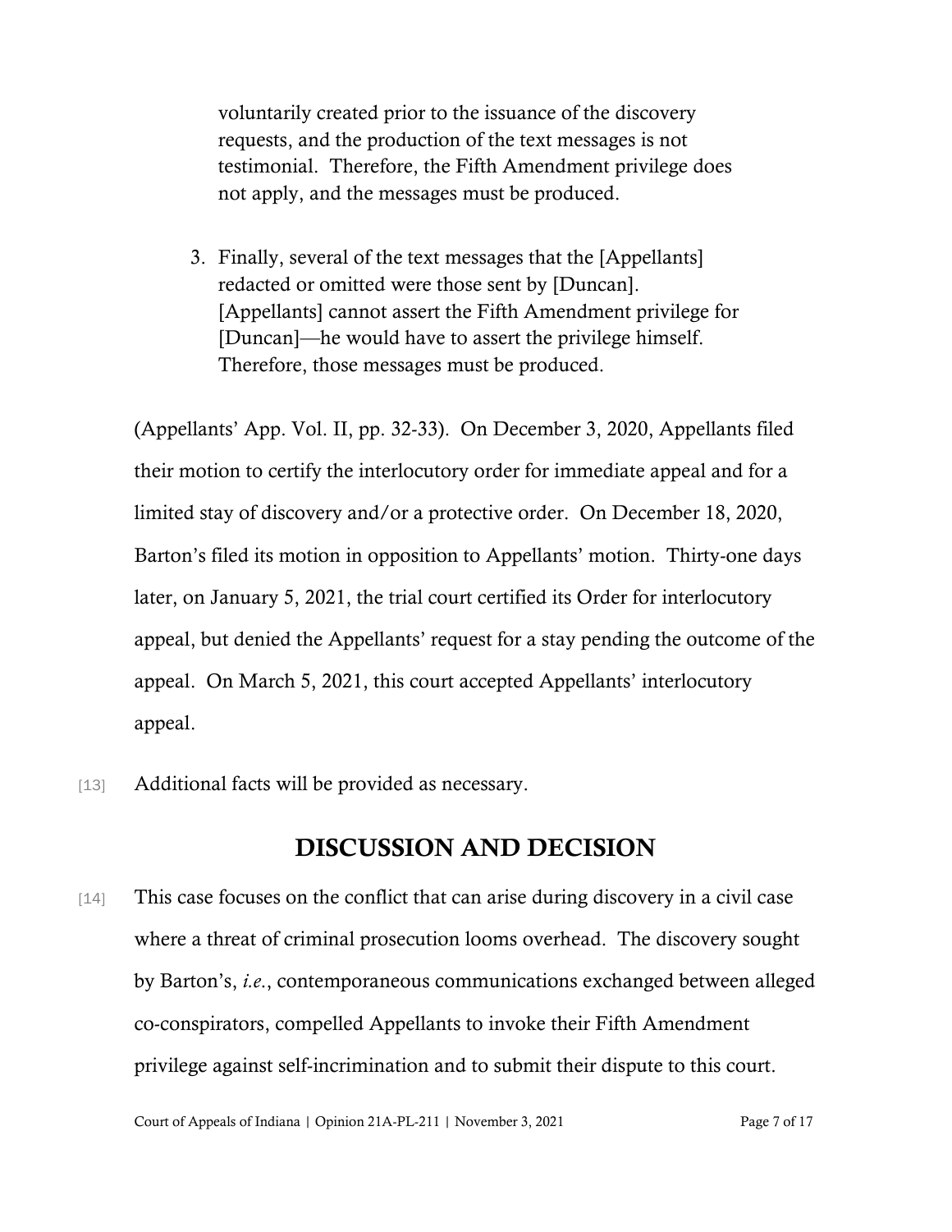> voluntarily created prior to the issuance of the discovery requests, and the production of the text messages is not testimonial. Therefore, the Fifth Amendment privilege does not apply, and the messages must be produced.
>
> 3. Finally, several of the text messages that the [Appellants] redacted or omitted were those sent by [Duncan]. [Appellants] cannot assert the Fifth Amendment privilege for [Duncan]—he would have to assert the privilege himself. Therefore, those messages must be produced.

(Appellants' App. Vol. II, pp. 32-33). On December 3, 2020, Appellants filed their motion to certify the interlocutory order for immediate appeal and for a limited stay of discovery and/or a protective order. On December 18, 2020, Barton's filed its motion in opposition to Appellants' motion. Thirty-one days later, on January 5, 2021, the trial court certified its Order for interlocutory appeal, but denied the Appellants' request for a stay pending the outcome of the appeal. On March 5, 2021, this court accepted Appellants' interlocutory appeal.

[13] Additional facts will be provided as necessary.

## DISCUSSION AND DECISION

[14] This case focuses on the conflict that can arise during discovery in a civil case where a threat of criminal prosecution looms overhead. The discovery sought by Barton's, *i.e.*, contemporaneous communications exchanged between alleged co-conspirators, compelled Appellants to invoke their Fifth Amendment privilege against self-incrimination and to submit their dispute to this court.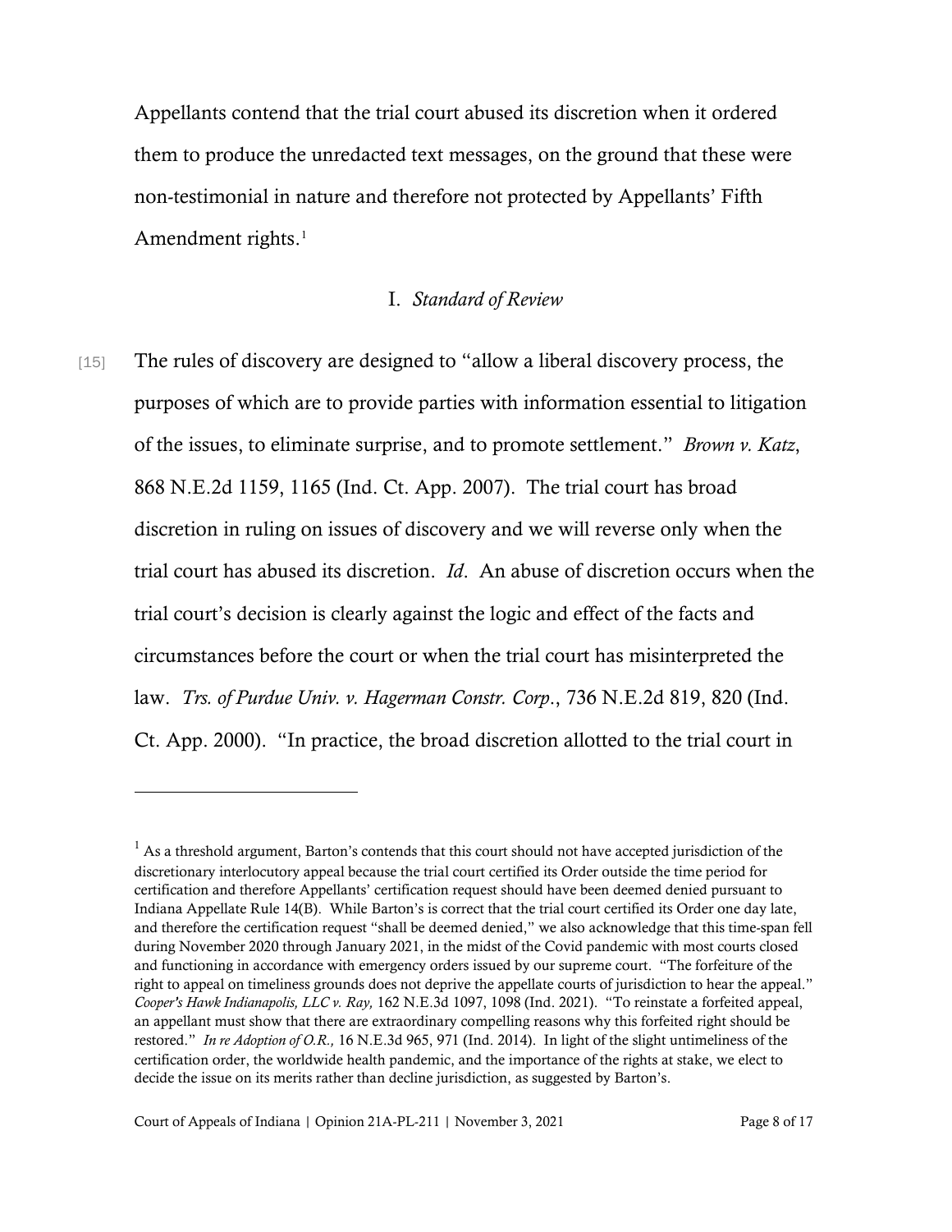Appellants contend that the trial court abused its discretion when it ordered them to produce the unredacted text messages, on the ground that these were non-testimonial in nature and therefore not protected by Appellants' Fifth Amendment rights.[1]

## I. *Standard of Review*

[15] The rules of discovery are designed to "allow a liberal discovery process, the purposes of which are to provide parties with information essential to litigation of the issues, to eliminate surprise, and to promote settlement." *Brown v. Katz*, 868 N.E.2d 1159, 1165 (Ind. Ct. App. 2007). The trial court has broad discretion in ruling on issues of discovery and we will reverse only when the trial court has abused its discretion. *Id*. An abuse of discretion occurs when the trial court's decision is clearly against the logic and effect of the facts and circumstances before the court or when the trial court has misinterpreted the law. *Trs. of Purdue Univ. v. Hagerman Constr. Corp*., 736 N.E.2d 819, 820 (Ind. Ct. App. 2000). "In practice, the broad discretion allotted to the trial court in

---

[1] As a threshold argument, Barton's contends that this court should not have accepted jurisdiction of the discretionary interlocutory appeal because the trial court certified its Order outside the time period for certification and therefore Appellants' certification request should have been deemed denied pursuant to Indiana Appellate Rule 14(B). While Barton's is correct that the trial court certified its Order one day late, and therefore the certification request "shall be deemed denied," we also acknowledge that this time-span fell during November 2020 through January 2021, in the midst of the Covid pandemic with most courts closed and functioning in accordance with emergency orders issued by our supreme court. "The forfeiture of the right to appeal on timeliness grounds does not deprive the appellate courts of jurisdiction to hear the appeal." *Cooper's Hawk Indianapolis, LLC v. Ray,* 162 N.E.3d 1097, 1098 (Ind. 2021). "To reinstate a forfeited appeal, an appellant must show that there are extraordinary compelling reasons why this forfeited right should be restored." *In re Adoption of O.R.,* 16 N.E.3d 965, 971 (Ind. 2014). In light of the slight untimeliness of the certification order, the worldwide health pandemic, and the importance of the rights at stake, we elect to decide the issue on its merits rather than decline jurisdiction, as suggested by Barton's.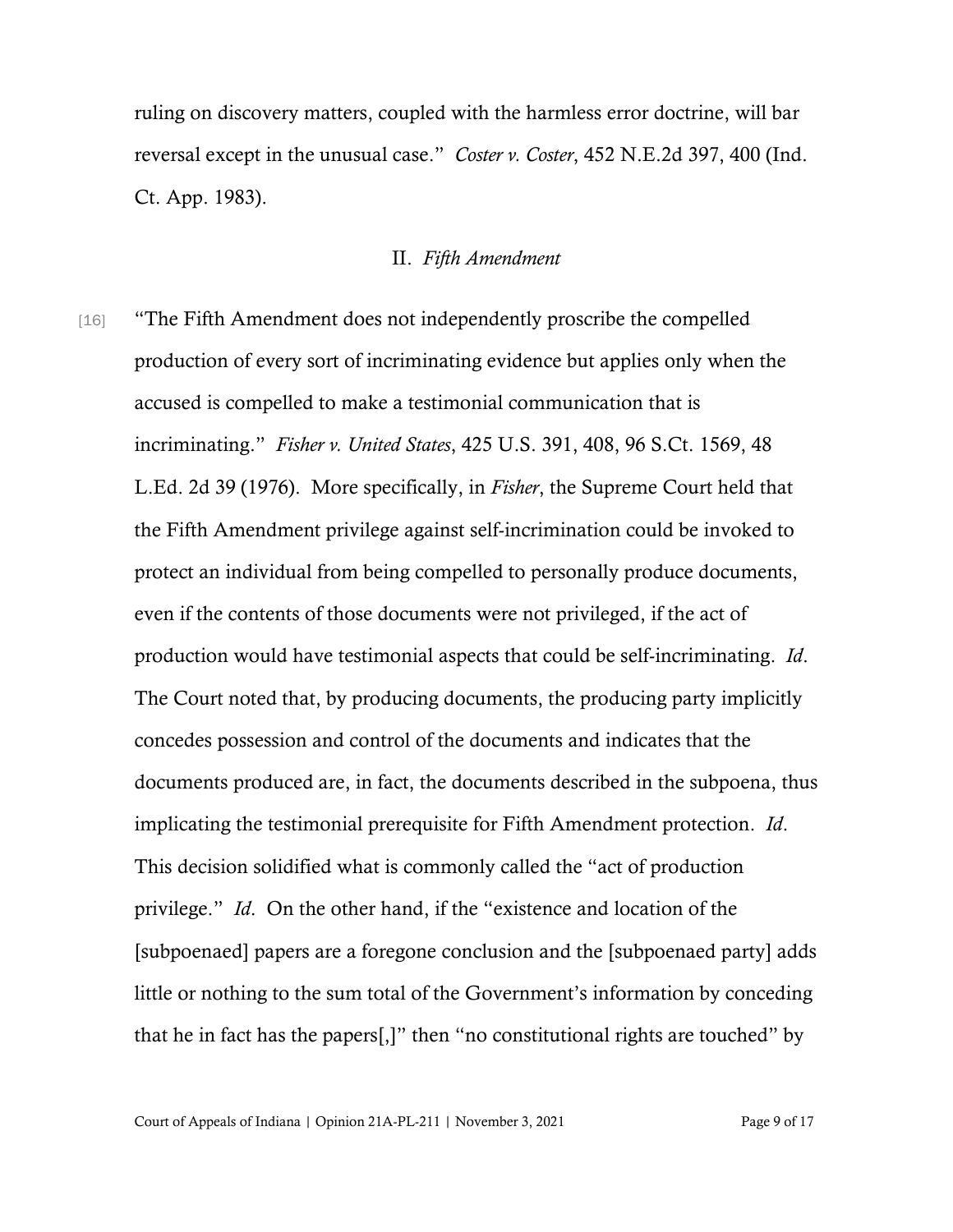ruling on discovery matters, coupled with the harmless error doctrine, will bar reversal except in the unusual case." *Coster v. Coster*, 452 N.E.2d 397, 400 (Ind. Ct. App. 1983).

## II. *Fifth Amendment*

[16] "The Fifth Amendment does not independently proscribe the compelled production of every sort of incriminating evidence but applies only when the accused is compelled to make a testimonial communication that is incriminating." *Fisher v. United States*, 425 U.S. 391, 408, 96 S.Ct. 1569, 48 L.Ed. 2d 39 (1976). More specifically, in *Fisher*, the Supreme Court held that the Fifth Amendment privilege against self-incrimination could be invoked to protect an individual from being compelled to personally produce documents, even if the contents of those documents were not privileged, if the act of production would have testimonial aspects that could be self-incriminating. *Id*. The Court noted that, by producing documents, the producing party implicitly concedes possession and control of the documents and indicates that the documents produced are, in fact, the documents described in the subpoena, thus implicating the testimonial prerequisite for Fifth Amendment protection. *Id*. This decision solidified what is commonly called the "act of production privilege." *Id*. On the other hand, if the "existence and location of the [subpoenaed] papers are a foregone conclusion and the [subpoenaed party] adds little or nothing to the sum total of the Government's information by conceding that he in fact has the papers[,]" then "no constitutional rights are touched" by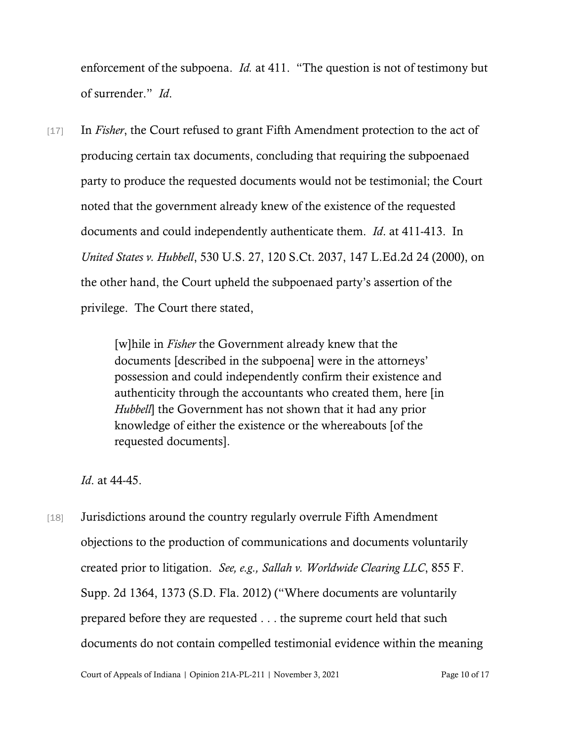enforcement of the subpoena. *Id.* at 411. "The question is not of testimony but of surrender." *Id*.

[17] In *Fisher*, the Court refused to grant Fifth Amendment protection to the act of producing certain tax documents, concluding that requiring the subpoenaed party to produce the requested documents would not be testimonial; the Court noted that the government already knew of the existence of the requested documents and could independently authenticate them. *Id*. at 411-413. In *United States v. Hubbell*, 530 U.S. 27, 120 S.Ct. 2037, 147 L.Ed.2d 24 (2000), on the other hand, the Court upheld the subpoenaed party's assertion of the privilege. The Court there stated,

> [w]hile in *Fisher* the Government already knew that the documents [described in the subpoena] were in the attorneys' possession and could independently confirm their existence and authenticity through the accountants who created them, here [in *Hubbell*] the Government has not shown that it had any prior knowledge of either the existence or the whereabouts [of the requested documents].

*Id*. at 44-45.

[18] Jurisdictions around the country regularly overrule Fifth Amendment objections to the production of communications and documents voluntarily created prior to litigation. *See, e.g., Sallah v. Worldwide Clearing LLC*, 855 F. Supp. 2d 1364, 1373 (S.D. Fla. 2012) ("Where documents are voluntarily prepared before they are requested . . . the supreme court held that such documents do not contain compelled testimonial evidence within the meaning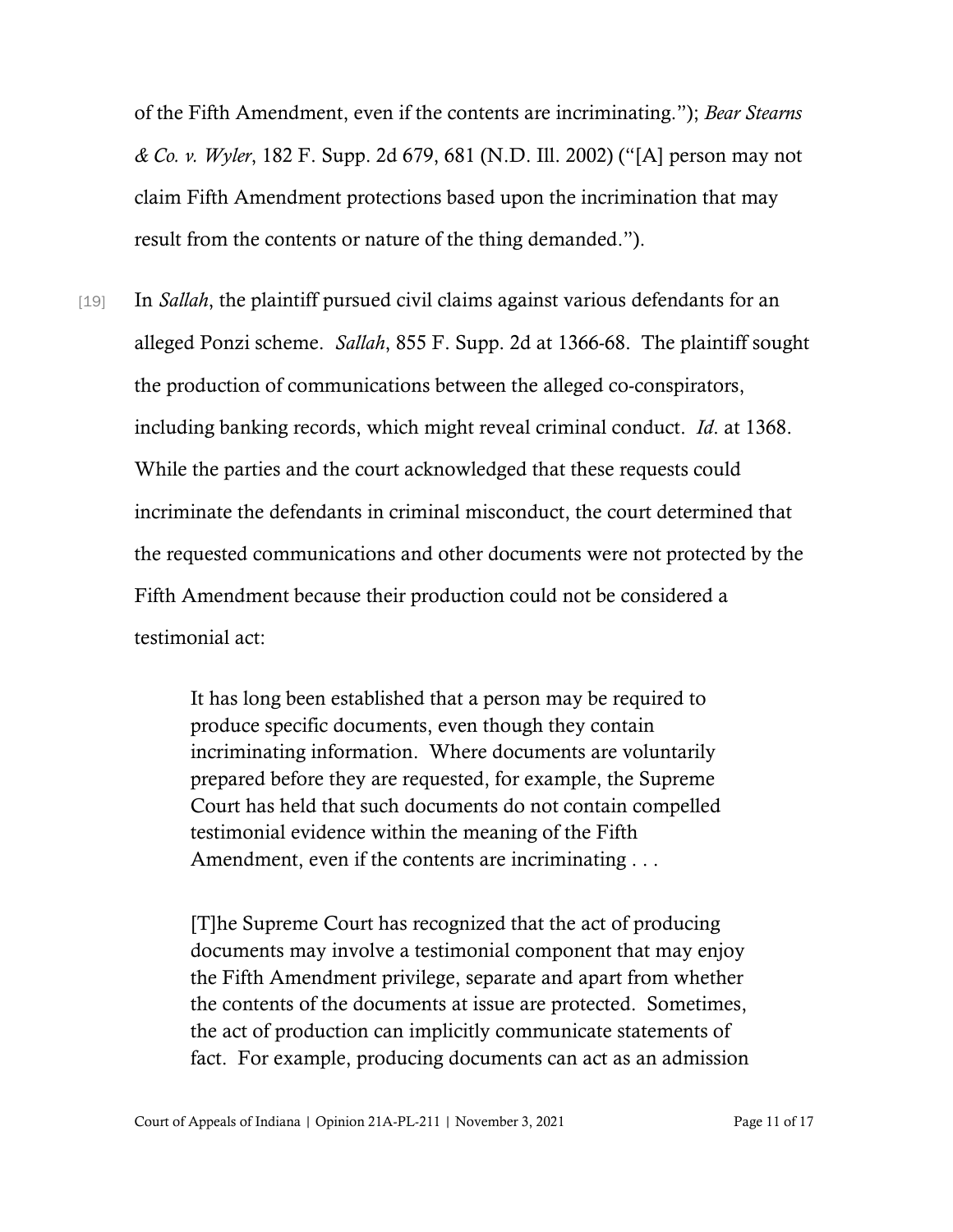of the Fifth Amendment, even if the contents are incriminating."); *Bear Stearns & Co. v. Wyler*, 182 F. Supp. 2d 679, 681 (N.D. Ill. 2002) ("[A] person may not claim Fifth Amendment protections based upon the incrimination that may result from the contents or nature of the thing demanded.").

[19] In *Sallah*, the plaintiff pursued civil claims against various defendants for an alleged Ponzi scheme. *Sallah*, 855 F. Supp. 2d at 1366-68. The plaintiff sought the production of communications between the alleged co-conspirators, including banking records, which might reveal criminal conduct. *Id*. at 1368. While the parties and the court acknowledged that these requests could incriminate the defendants in criminal misconduct, the court determined that the requested communications and other documents were not protected by the Fifth Amendment because their production could not be considered a testimonial act:

> It has long been established that a person may be required to produce specific documents, even though they contain incriminating information. Where documents are voluntarily prepared before they are requested, for example, the Supreme Court has held that such documents do not contain compelled testimonial evidence within the meaning of the Fifth Amendment, even if the contents are incriminating . . .
>
> [T]he Supreme Court has recognized that the act of producing documents may involve a testimonial component that may enjoy the Fifth Amendment privilege, separate and apart from whether the contents of the documents at issue are protected. Sometimes, the act of production can implicitly communicate statements of fact. For example, producing documents can act as an admission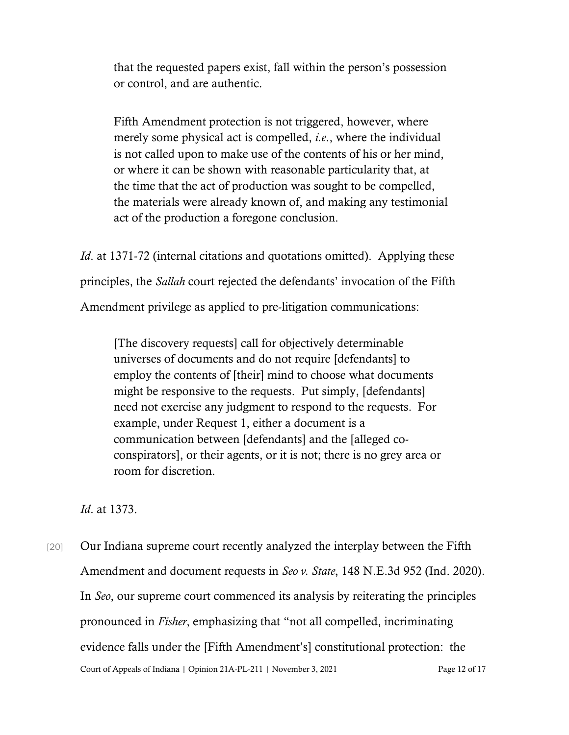> that the requested papers exist, fall within the person's possession or control, and are authentic.
>
> Fifth Amendment protection is not triggered, however, where merely some physical act is compelled, *i.e.*, where the individual is not called upon to make use of the contents of his or her mind, or where it can be shown with reasonable particularity that, at the time that the act of production was sought to be compelled, the materials were already known of, and making any testimonial act of the production a foregone conclusion.

*Id*. at 1371-72 (internal citations and quotations omitted). Applying these principles, the *Sallah* court rejected the defendants' invocation of the Fifth Amendment privilege as applied to pre-litigation communications:

> [The discovery requests] call for objectively determinable universes of documents and do not require [defendants] to employ the contents of [their] mind to choose what documents might be responsive to the requests. Put simply, [defendants] need not exercise any judgment to respond to the requests. For example, under Request 1, either a document is a communication between [defendants] and the [alleged co-conspirators], or their agents, or it is not; there is no grey area or room for discretion.

*Id*. at 1373.

[20] Our Indiana supreme court recently analyzed the interplay between the Fifth Amendment and document requests in *Seo v. State*, 148 N.E.3d 952 (Ind. 2020). In *Seo*, our supreme court commenced its analysis by reiterating the principles pronounced in *Fisher*, emphasizing that "not all compelled, incriminating evidence falls under the [Fifth Amendment's] constitutional protection: the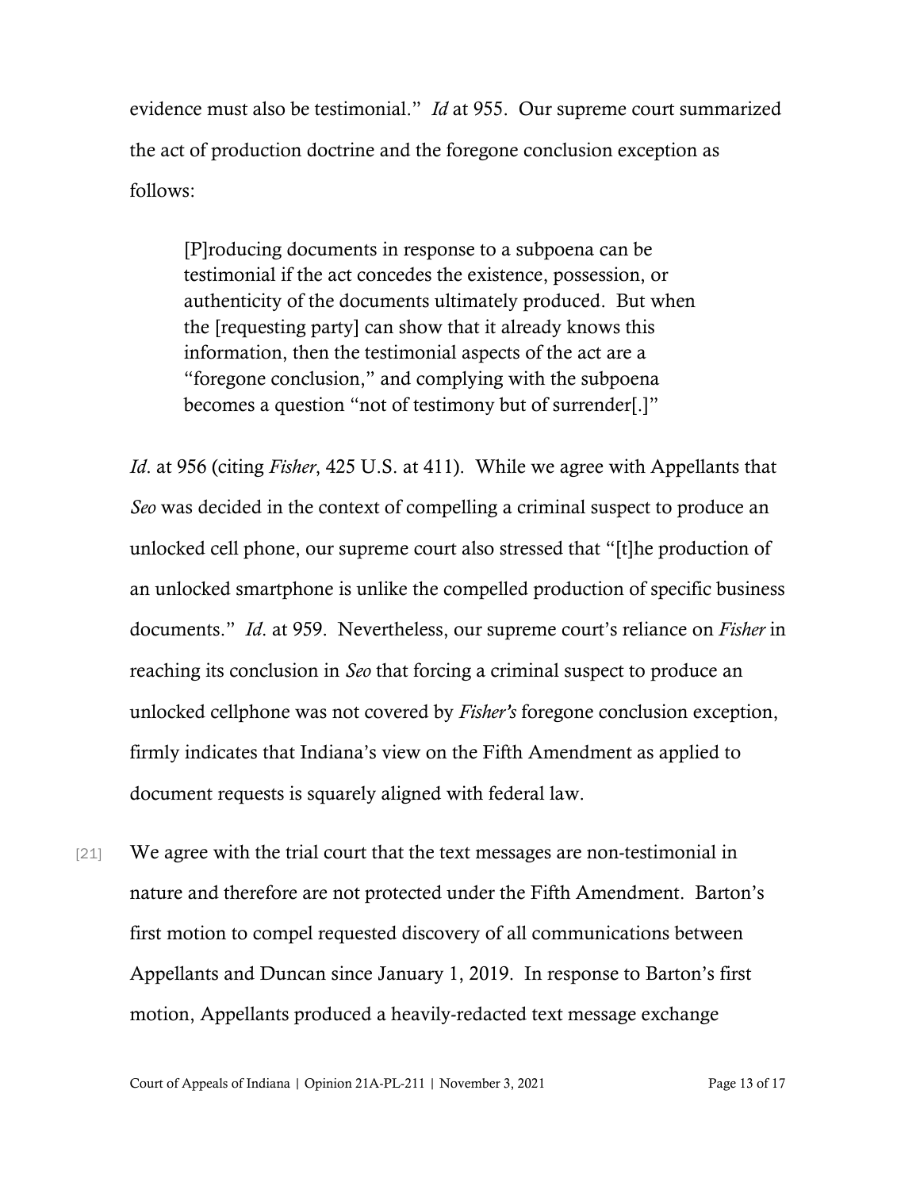evidence must also be testimonial." *Id* at 955. Our supreme court summarized the act of production doctrine and the foregone conclusion exception as follows:

> [P]roducing documents in response to a subpoena can be testimonial if the act concedes the existence, possession, or authenticity of the documents ultimately produced. But when the [requesting party] can show that it already knows this information, then the testimonial aspects of the act are a "foregone conclusion," and complying with the subpoena becomes a question "not of testimony but of surrender[.]"

*Id*. at 956 (citing *Fisher*, 425 U.S. at 411). While we agree with Appellants that *Seo* was decided in the context of compelling a criminal suspect to produce an unlocked cell phone, our supreme court also stressed that "[t]he production of an unlocked smartphone is unlike the compelled production of specific business documents." *Id*. at 959. Nevertheless, our supreme court's reliance on *Fisher* in reaching its conclusion in *Seo* that forcing a criminal suspect to produce an unlocked cellphone was not covered by *Fisher's* foregone conclusion exception, firmly indicates that Indiana's view on the Fifth Amendment as applied to document requests is squarely aligned with federal law.

[21] We agree with the trial court that the text messages are non-testimonial in nature and therefore are not protected under the Fifth Amendment. Barton's first motion to compel requested discovery of all communications between Appellants and Duncan since January 1, 2019. In response to Barton's first motion, Appellants produced a heavily-redacted text message exchange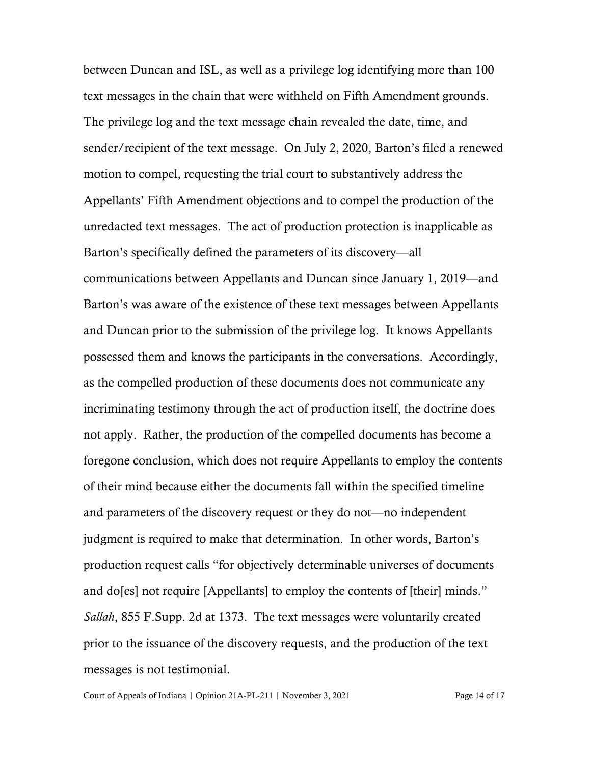between Duncan and ISL, as well as a privilege log identifying more than 100 text messages in the chain that were withheld on Fifth Amendment grounds. The privilege log and the text message chain revealed the date, time, and sender/recipient of the text message. On July 2, 2020, Barton's filed a renewed motion to compel, requesting the trial court to substantively address the Appellants' Fifth Amendment objections and to compel the production of the unredacted text messages. The act of production protection is inapplicable as Barton's specifically defined the parameters of its discovery—all communications between Appellants and Duncan since January 1, 2019—and Barton's was aware of the existence of these text messages between Appellants and Duncan prior to the submission of the privilege log. It knows Appellants possessed them and knows the participants in the conversations. Accordingly, as the compelled production of these documents does not communicate any incriminating testimony through the act of production itself, the doctrine does not apply. Rather, the production of the compelled documents has become a foregone conclusion, which does not require Appellants to employ the contents of their mind because either the documents fall within the specified timeline and parameters of the discovery request or they do not—no independent judgment is required to make that determination. In other words, Barton's production request calls "for objectively determinable universes of documents and do[es] not require [Appellants] to employ the contents of [their] minds." *Sallah*, 855 F.Supp. 2d at 1373. The text messages were voluntarily created prior to the issuance of the discovery requests, and the production of the text messages is not testimonial.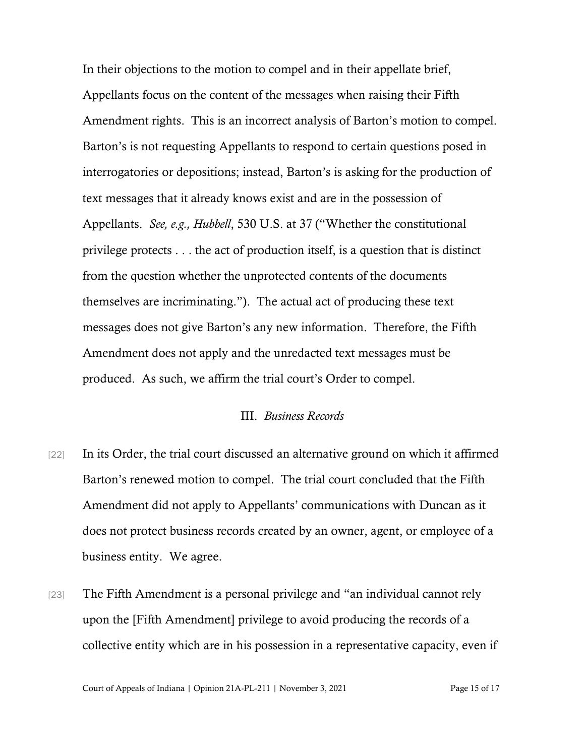In their objections to the motion to compel and in their appellate brief, Appellants focus on the content of the messages when raising their Fifth Amendment rights. This is an incorrect analysis of Barton's motion to compel. Barton's is not requesting Appellants to respond to certain questions posed in interrogatories or depositions; instead, Barton's is asking for the production of text messages that it already knows exist and are in the possession of Appellants. *See, e.g., Hubbell*, 530 U.S. at 37 ("Whether the constitutional privilege protects . . . the act of production itself, is a question that is distinct from the question whether the unprotected contents of the documents themselves are incriminating."). The actual act of producing these text messages does not give Barton's any new information. Therefore, the Fifth Amendment does not apply and the unredacted text messages must be produced. As such, we affirm the trial court's Order to compel.

### III. *Business Records*

[22] In its Order, the trial court discussed an alternative ground on which it affirmed Barton's renewed motion to compel. The trial court concluded that the Fifth Amendment did not apply to Appellants' communications with Duncan as it does not protect business records created by an owner, agent, or employee of a business entity. We agree.

[23] The Fifth Amendment is a personal privilege and "an individual cannot rely upon the [Fifth Amendment] privilege to avoid producing the records of a collective entity which are in his possession in a representative capacity, even if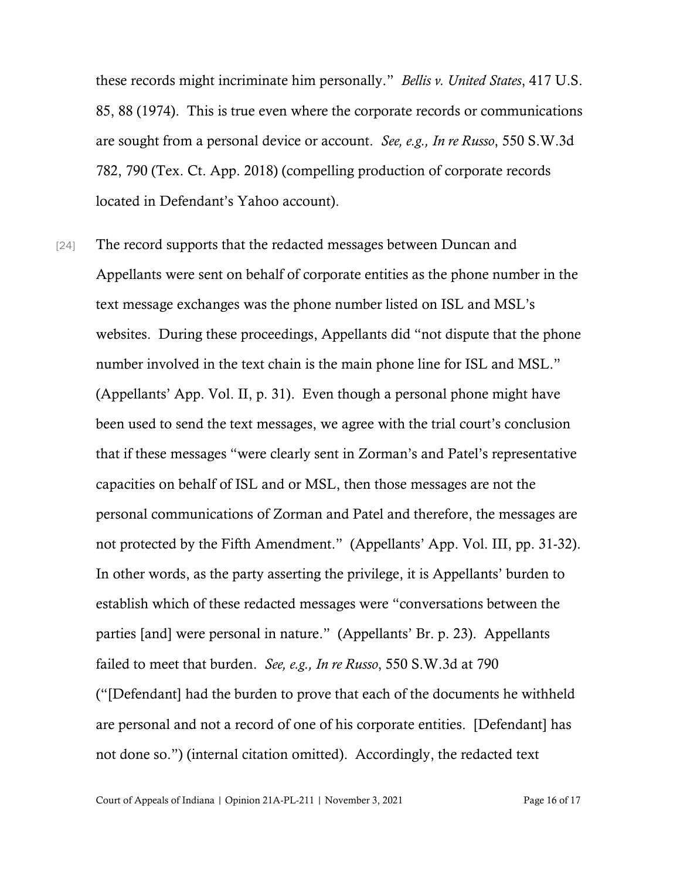these records might incriminate him personally." *Bellis v. United States*, 417 U.S. 85, 88 (1974). This is true even where the corporate records or communications are sought from a personal device or account. *See, e.g., In re Russo*, 550 S.W.3d 782, 790 (Tex. Ct. App. 2018) (compelling production of corporate records located in Defendant's Yahoo account).

[24] The record supports that the redacted messages between Duncan and Appellants were sent on behalf of corporate entities as the phone number in the text message exchanges was the phone number listed on ISL and MSL's websites. During these proceedings, Appellants did "not dispute that the phone number involved in the text chain is the main phone line for ISL and MSL." (Appellants' App. Vol. II, p. 31). Even though a personal phone might have been used to send the text messages, we agree with the trial court's conclusion that if these messages "were clearly sent in Zorman's and Patel's representative capacities on behalf of ISL and or MSL, then those messages are not the personal communications of Zorman and Patel and therefore, the messages are not protected by the Fifth Amendment." (Appellants' App. Vol. III, pp. 31-32). In other words, as the party asserting the privilege, it is Appellants' burden to establish which of these redacted messages were "conversations between the parties [and] were personal in nature." (Appellants' Br. p. 23). Appellants failed to meet that burden. *See, e.g., In re Russo*, 550 S.W.3d at 790 ("[Defendant] had the burden to prove that each of the documents he withheld are personal and not a record of one of his corporate entities. [Defendant] has not done so.") (internal citation omitted). Accordingly, the redacted text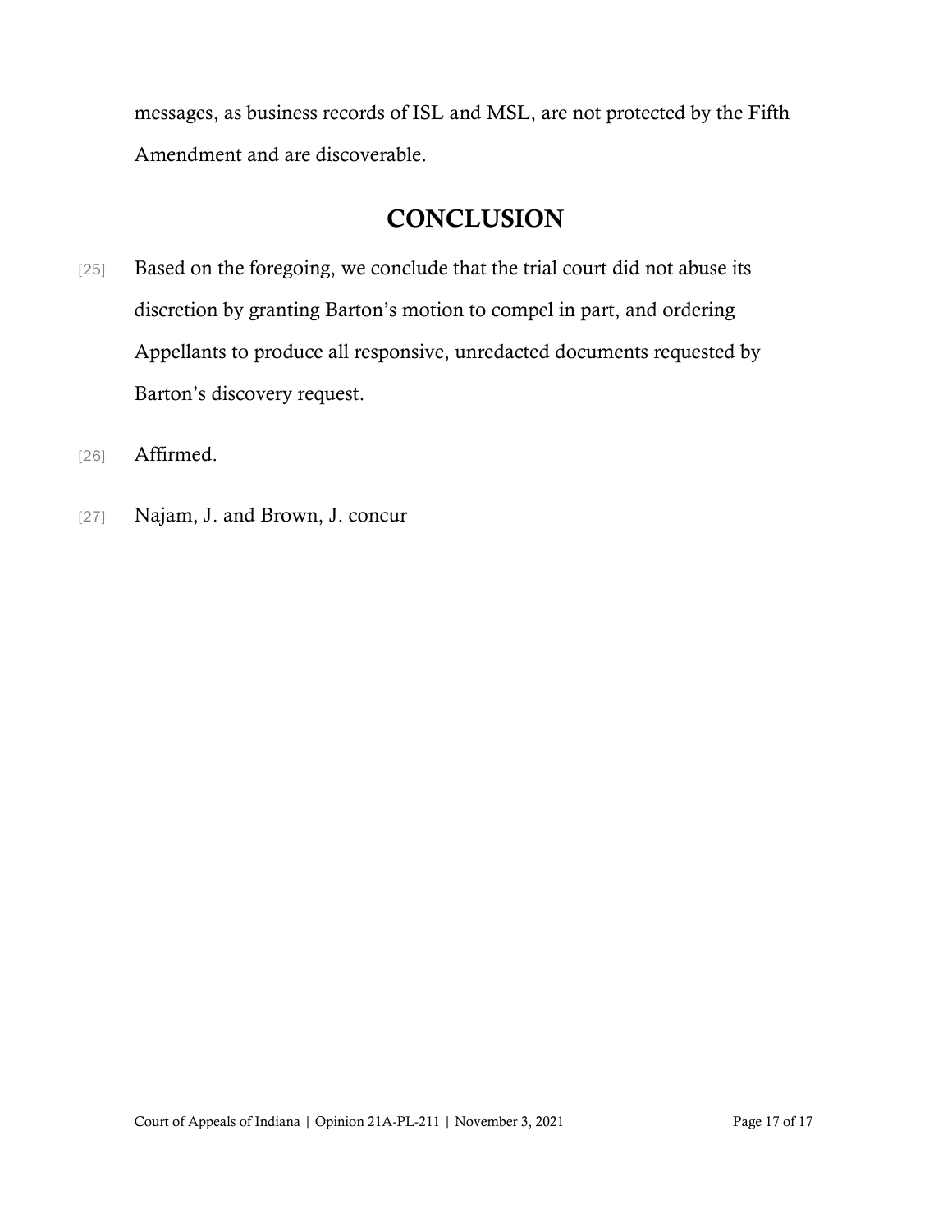messages, as business records of ISL and MSL, are not protected by the Fifth Amendment and are discoverable.

## CONCLUSION

[25] Based on the foregoing, we conclude that the trial court did not abuse its discretion by granting Barton's motion to compel in part, and ordering Appellants to produce all responsive, unredacted documents requested by Barton's discovery request.

[26] Affirmed.

[27] Najam, J. and Brown, J. concur